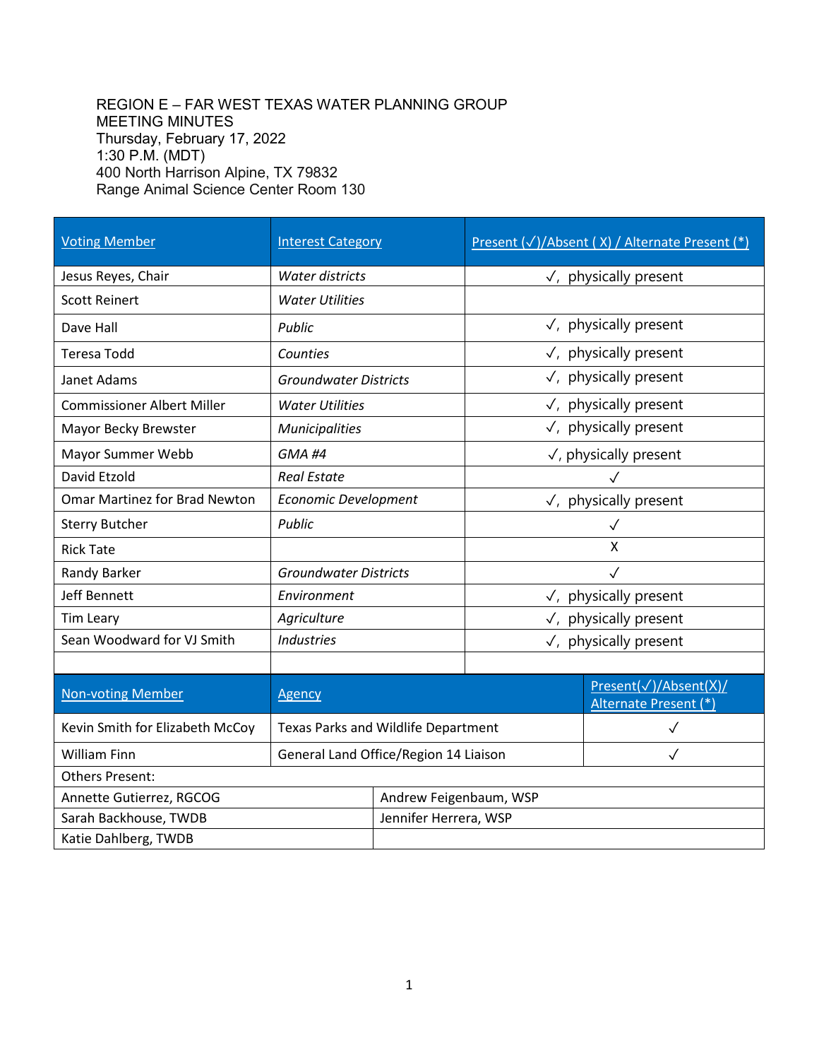REGION E – FAR WEST TEXAS WATER PLANNING GROUP
MEETING MINUTES
Thursday, February 17, 2022
1:30 P.M. (MDT)
400 North Harrison Alpine, TX 79832
Range Animal Science Center Room 130

| Voting Member | Interest Category | Present (✓)/Absent ( X) / Alternate Present (*) |
|---|---|---|
| Jesus Reyes, Chair | *Water districts* | ✓, physically present |
| Scott Reinert | *Water Utilities* | |
| Dave Hall | *Public* | ✓, physically present |
| Teresa Todd | *Counties* | ✓, physically present |
| Janet Adams | *Groundwater Districts* | ✓, physically present |
| Commissioner Albert Miller | *Water Utilities* | ✓, physically present |
| Mayor Becky Brewster | *Municipalities* | ✓, physically present |
| Mayor Summer Webb | *GMA #4* | ✓, physically present |
| David Etzold | *Real Estate* | ✓ |
| Omar Martinez for Brad Newton | *Economic Development* | ✓, physically present |
| Sterry Butcher | *Public* | ✓ |
| Rick Tate | | X |
| Randy Barker | *Groundwater Districts* | ✓ |
| Jeff Bennett | *Environment* | ✓, physically present |
| Tim Leary | *Agriculture* | ✓, physically present |
| Sean Woodward for VJ Smith | *Industries* | ✓, physically present |
| | | |

| Non-voting Member | Agency | Present(✓)/Absent(X)/ Alternate Present (*) |
|---|---|---|
| Kevin Smith for Elizabeth McCoy | Texas Parks and Wildlife Department | ✓ |
| William Finn | General Land Office/Region 14 Liaison | ✓ |

| Others Present: | |
|---|---|
| Annette Gutierrez, RGCOG | Andrew Feigenbaum, WSP |
| Sarah Backhouse, TWDB | Jennifer Herrera, WSP |
| Katie Dahlberg, TWDB | |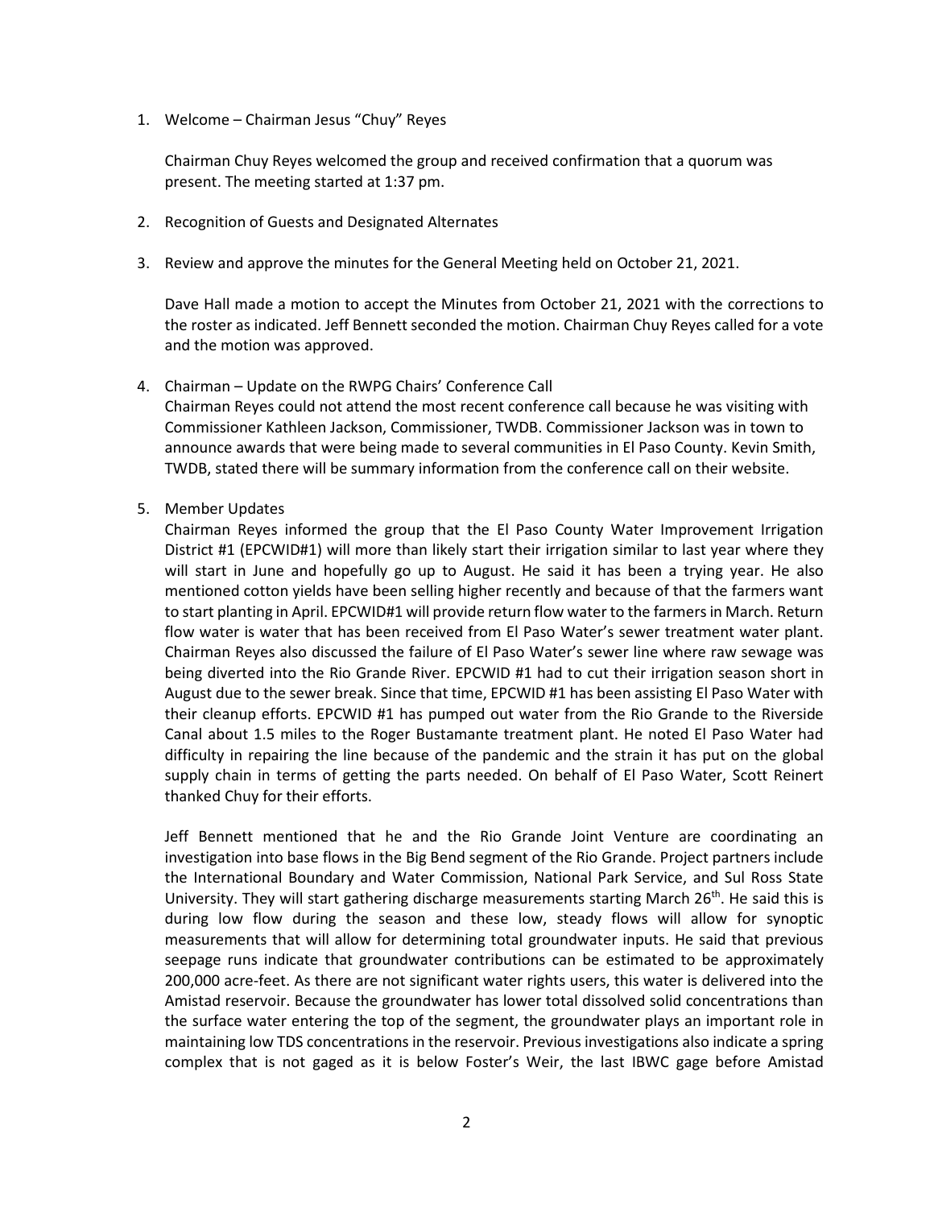1. Welcome – Chairman Jesus "Chuy" Reyes

   Chairman Chuy Reyes welcomed the group and received confirmation that a quorum was present. The meeting started at 1:37 pm.

2. Recognition of Guests and Designated Alternates

3. Review and approve the minutes for the General Meeting held on October 21, 2021.

   Dave Hall made a motion to accept the Minutes from October 21, 2021 with the corrections to the roster as indicated. Jeff Bennett seconded the motion. Chairman Chuy Reyes called for a vote and the motion was approved.

4. Chairman – Update on the RWPG Chairs' Conference Call
   Chairman Reyes could not attend the most recent conference call because he was visiting with Commissioner Kathleen Jackson, Commissioner, TWDB. Commissioner Jackson was in town to announce awards that were being made to several communities in El Paso County. Kevin Smith, TWDB, stated there will be summary information from the conference call on their website.

5. Member Updates
   Chairman Reyes informed the group that the El Paso County Water Improvement Irrigation District #1 (EPCWID#1) will more than likely start their irrigation similar to last year where they will start in June and hopefully go up to August. He said it has been a trying year. He also mentioned cotton yields have been selling higher recently and because of that the farmers want to start planting in April. EPCWID#1 will provide return flow water to the farmers in March. Return flow water is water that has been received from El Paso Water's sewer treatment water plant. Chairman Reyes also discussed the failure of El Paso Water's sewer line where raw sewage was being diverted into the Rio Grande River. EPCWID #1 had to cut their irrigation season short in August due to the sewer break. Since that time, EPCWID #1 has been assisting El Paso Water with their cleanup efforts. EPCWID #1 has pumped out water from the Rio Grande to the Riverside Canal about 1.5 miles to the Roger Bustamante treatment plant. He noted El Paso Water had difficulty in repairing the line because of the pandemic and the strain it has put on the global supply chain in terms of getting the parts needed. On behalf of El Paso Water, Scott Reinert thanked Chuy for their efforts.

   Jeff Bennett mentioned that he and the Rio Grande Joint Venture are coordinating an investigation into base flows in the Big Bend segment of the Rio Grande. Project partners include the International Boundary and Water Commission, National Park Service, and Sul Ross State University. They will start gathering discharge measurements starting March 26th. He said this is during low flow during the season and these low, steady flows will allow for synoptic measurements that will allow for determining total groundwater inputs. He said that previous seepage runs indicate that groundwater contributions can be estimated to be approximately 200,000 acre-feet. As there are not significant water rights users, this water is delivered into the Amistad reservoir. Because the groundwater has lower total dissolved solid concentrations than the surface water entering the top of the segment, the groundwater plays an important role in maintaining low TDS concentrations in the reservoir. Previous investigations also indicate a spring complex that is not gaged as it is below Foster's Weir, the last IBWC gage before Amistad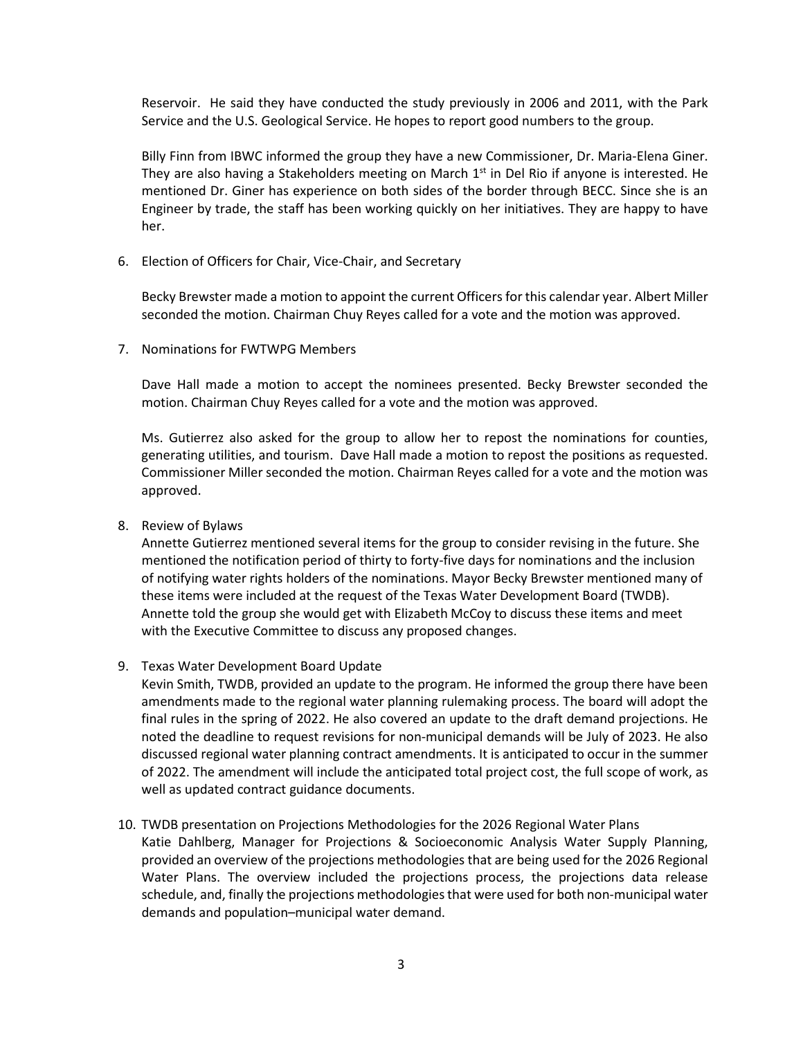Reservoir. He said they have conducted the study previously in 2006 and 2011, with the Park Service and the U.S. Geological Service. He hopes to report good numbers to the group.

Billy Finn from IBWC informed the group they have a new Commissioner, Dr. Maria-Elena Giner. They are also having a Stakeholders meeting on March 1st in Del Rio if anyone is interested. He mentioned Dr. Giner has experience on both sides of the border through BECC. Since she is an Engineer by trade, the staff has been working quickly on her initiatives. They are happy to have her.

6. Election of Officers for Chair, Vice-Chair, and Secretary

   Becky Brewster made a motion to appoint the current Officers for this calendar year. Albert Miller seconded the motion. Chairman Chuy Reyes called for a vote and the motion was approved.

7. Nominations for FWTWPG Members

   Dave Hall made a motion to accept the nominees presented. Becky Brewster seconded the motion. Chairman Chuy Reyes called for a vote and the motion was approved.

   Ms. Gutierrez also asked for the group to allow her to repost the nominations for counties, generating utilities, and tourism. Dave Hall made a motion to repost the positions as requested. Commissioner Miller seconded the motion. Chairman Reyes called for a vote and the motion was approved.

8. Review of Bylaws

   Annette Gutierrez mentioned several items for the group to consider revising in the future. She mentioned the notification period of thirty to forty-five days for nominations and the inclusion of notifying water rights holders of the nominations. Mayor Becky Brewster mentioned many of these items were included at the request of the Texas Water Development Board (TWDB). Annette told the group she would get with Elizabeth McCoy to discuss these items and meet with the Executive Committee to discuss any proposed changes.

9. Texas Water Development Board Update

   Kevin Smith, TWDB, provided an update to the program. He informed the group there have been amendments made to the regional water planning rulemaking process. The board will adopt the final rules in the spring of 2022. He also covered an update to the draft demand projections. He noted the deadline to request revisions for non-municipal demands will be July of 2023. He also discussed regional water planning contract amendments. It is anticipated to occur in the summer of 2022. The amendment will include the anticipated total project cost, the full scope of work, as well as updated contract guidance documents.

10. TWDB presentation on Projections Methodologies for the 2026 Regional Water Plans

    Katie Dahlberg, Manager for Projections & Socioeconomic Analysis Water Supply Planning, provided an overview of the projections methodologies that are being used for the 2026 Regional Water Plans. The overview included the projections process, the projections data release schedule, and, finally the projections methodologies that were used for both non-municipal water demands and population–municipal water demand.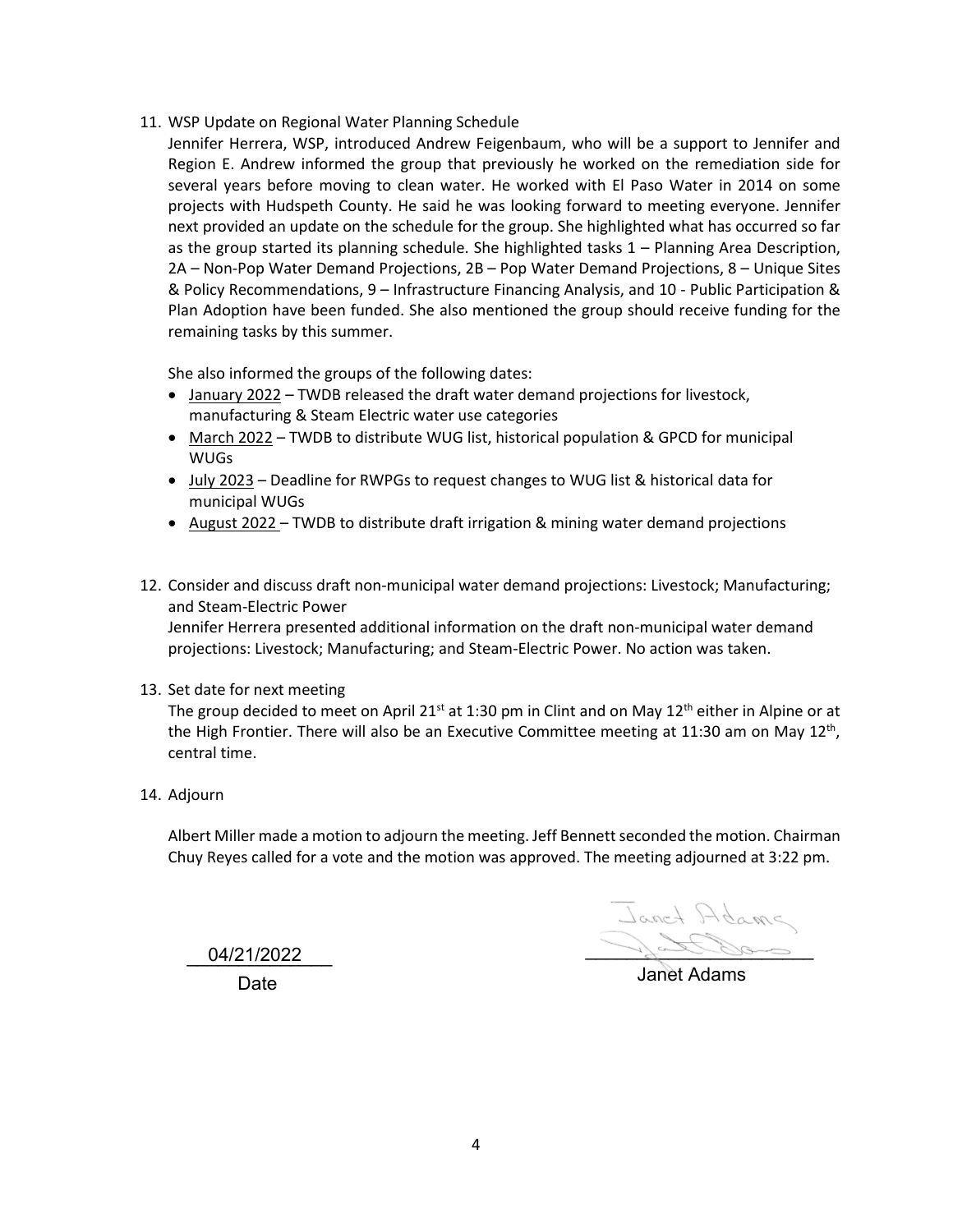11. WSP Update on Regional Water Planning Schedule

    Jennifer Herrera, WSP, introduced Andrew Feigenbaum, who will be a support to Jennifer and Region E. Andrew informed the group that previously he worked on the remediation side for several years before moving to clean water. He worked with El Paso Water in 2014 on some projects with Hudspeth County. He said he was looking forward to meeting everyone. Jennifer next provided an update on the schedule for the group. She highlighted what has occurred so far as the group started its planning schedule. She highlighted tasks 1 – Planning Area Description, 2A – Non-Pop Water Demand Projections, 2B – Pop Water Demand Projections, 8 – Unique Sites & Policy Recommendations, 9 – Infrastructure Financing Analysis, and 10 - Public Participation & Plan Adoption have been funded. She also mentioned the group should receive funding for the remaining tasks by this summer.

    She also informed the groups of the following dates:

    - January 2022 – TWDB released the draft water demand projections for livestock, manufacturing & Steam Electric water use categories
    - March 2022 – TWDB to distribute WUG list, historical population & GPCD for municipal WUGs
    - July 2023 – Deadline for RWPGs to request changes to WUG list & historical data for municipal WUGs
    - August 2022 – TWDB to distribute draft irrigation & mining water demand projections

12. Consider and discuss draft non-municipal water demand projections: Livestock; Manufacturing; and Steam-Electric Power

    Jennifer Herrera presented additional information on the draft non-municipal water demand projections: Livestock; Manufacturing; and Steam-Electric Power. No action was taken.

13. Set date for next meeting

    The group decided to meet on April 21st at 1:30 pm in Clint and on May 12th either in Alpine or at the High Frontier. There will also be an Executive Committee meeting at 11:30 am on May 12th, central time.

14. Adjourn

    Albert Miller made a motion to adjourn the meeting. Jeff Bennett seconded the motion. Chairman Chuy Reyes called for a vote and the motion was approved. The meeting adjourned at 3:22 pm.

04/21/2022
Date

Janet Adams
Janet Adams